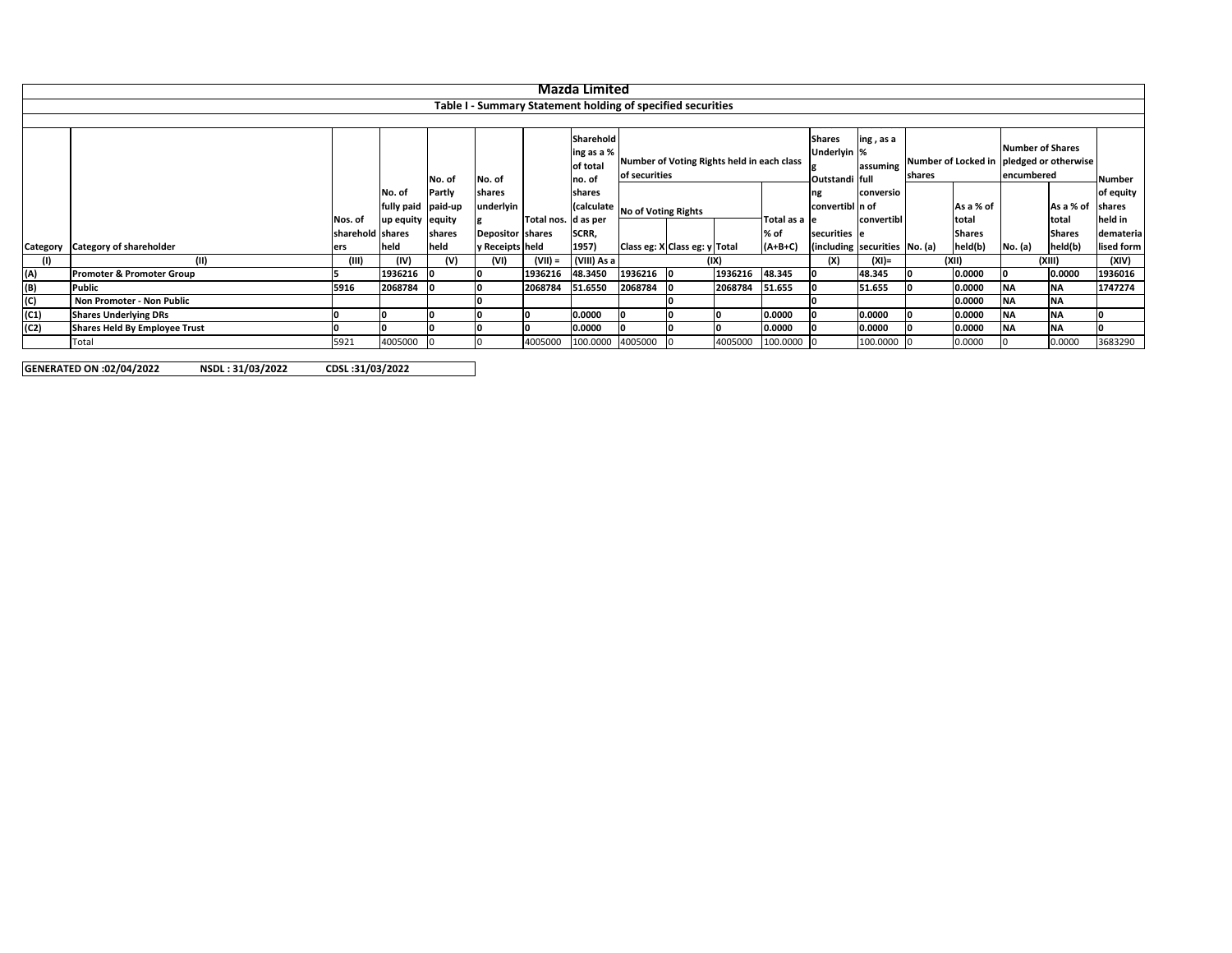# Mazda Limited

## Table I - Summary Statement holding of specified securities

| Category | Category of shareholder | Nos. of shareholders | No. of fully paid up equity shares held | No. of Partly paid-up equity shares held | No. of shares underlying Depository Receipts | Total nos. shares held | Shareholding as a % of total no. of shares (calculated as per SCRR, 1957) | Number of Voting Rights held in each class of securities | | | | Shares Underlying Outstanding convertible securities (including | Shareholding , as a % assuming full conversion of convertible securities | Number of Locked in shares | | Number of Shares pledged or otherwise encumbered | | Number of equity shares held in dematerialised form |
|---|---|---|---|---|---|---|---|---|---|---|---|---|---|---|---|---|---|---|
| | | | | | | | | No of Voting Rights | | | Total as a % of (A+B+C) | | | No. (a) | As a % of total Shares held(b) | No. (a) | As a % of total Shares held(b) | |
| | | | | | | | | Class eg: X | Class eg: y | Total | | | | | | | | |
| (I) | (II) | (III) | (IV) | (V) | (VI) | (VII) = | (VIII) As a | (IX) | | | | (X) | (XI)= | (XII) | | (XIII) | | (XIV) |
| (A) | **Promoter & Promoter Group** | 5 | 1936216 | 0 | 0 | 1936216 | 48.3450 | 1936216 | 0 | 1936216 | 48.345 | 0 | 48.345 | 0 | 0.0000 | 0 | 0.0000 | 1936016 |
| (B) | **Public** | 5916 | 2068784 | 0 | 0 | 2068784 | 51.6550 | 2068784 | 0 | 2068784 | 51.655 | 0 | 51.655 | 0 | 0.0000 | NA | NA | 1747274 |
| (C) | **Non Promoter - Non Public** | | | | 0 | | | | 0 | | | 0 | | | 0.0000 | NA | NA | |
| (C1) | **Shares Underlying DRs** | 0 | 0 | 0 | 0 | 0 | 0.0000 | 0 | 0 | 0 | 0.0000 | 0 | 0.0000 | 0 | 0.0000 | NA | NA | 0 |
| (C2) | **Shares Held By Employee Trust** | 0 | 0 | 0 | 0 | 0 | 0.0000 | 0 | 0 | 0 | 0.0000 | 0 | 0.0000 | 0 | 0.0000 | NA | NA | 0 |
| | Total | 5921 | 4005000 | 0 | 0 | 4005000 | 100.0000 | 4005000 | 0 | 4005000 | 100.0000 | 0 | 100.0000 | 0 | 0.0000 | 0 | 0.0000 | 3683290 |

**GENERATED ON :02/04/2022 NSDL : 31/03/2022 CDSL :31/03/2022**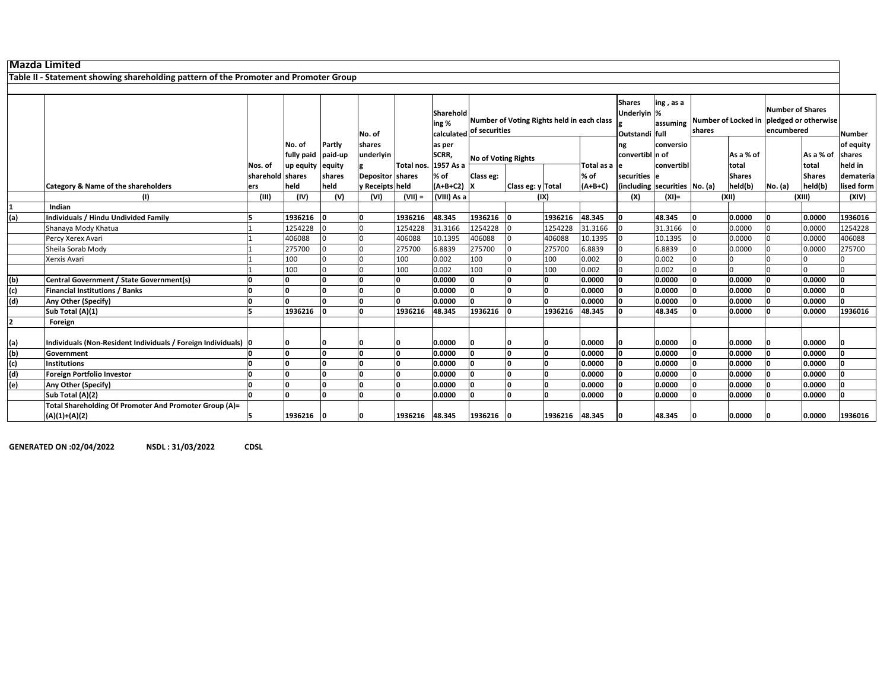# Mazda Limited

## Table II - Statement showing shareholding pattern of the Promoter and Promoter Group

| | Category & Name of the shareholders | Nos. of shareholders | No. of fully paid up equity shares held | Partly paid-up equity shares held | No. of shares underlying Depository Receipts | Total nos. shares held | Shareholding % calculated as per SCRR, 1957 As a % of (A+B+C2) | Number of Voting Rights held in each class of securities | | | | Shares Underlying Outstanding convertible securities (including | Shareholding , as a % assuming full conversion of convertible securities | Number of Locked in shares | | Number of Shares pledged or otherwise encumbered | | Number of equity shares held in dematerialised form |
|---|---|---|---|---|---|---|---|---|---|---|---|---|---|---|---|---|---|---|
| | | | | | | | | No of Voting Rights | | | Total as a % of (A+B+C) | | | No. (a) | As a % of total Shares held(b) | No. (a) | As a % of total Shares held(b) | |
| | | | | | | | | Class eg: X | Class eg: y | Total | | | | | | | | |
| | (I) | (III) | (IV) | (V) | (VI) | (VII) = | (VIII) As a | (IX) | | | | (X) | (XI)= | (XII) | | (XIII) | | (XIV) |
| 1 | **Indian** | | | | | | | | | | | | | | | | | |
| (a) | **Individuals / Hindu Undivided Family** | **5** | **1936216** | **0** | **0** | **1936216** | **48.345** | **1936216** | **0** | **1936216** | **48.345** | **0** | **48.345** | **0** | **0.0000** | **0** | **0.0000** | **1936016** |
| | Shanaya Mody Khatua | 1 | 1254228 | 0 | 0 | 1254228 | 31.3166 | 1254228 | 0 | 1254228 | 31.3166 | 0 | 31.3166 | 0 | 0.0000 | 0 | 0.0000 | 1254228 |
| | Percy Xerex Avari | 1 | 406088 | 0 | 0 | 406088 | 10.1395 | 406088 | 0 | 406088 | 10.1395 | 0 | 10.1395 | 0 | 0.0000 | 0 | 0.0000 | 406088 |
| | Sheila Sorab Mody | 1 | 275700 | 0 | 0 | 275700 | 6.8839 | 275700 | 0 | 275700 | 6.8839 | 0 | 6.8839 | 0 | 0.0000 | 0 | 0.0000 | 275700 |
| | Xerxis Avari | 1 | 100 | 0 | 0 | 100 | 0.002 | 100 | 0 | 100 | 0.002 | 0 | 0.002 | 0 | 0 | 0 | 0 | 0 |
| | | 1 | 100 | 0 | 0 | 100 | 0.002 | 100 | 0 | 100 | 0.002 | 0 | 0.002 | 0 | 0 | 0 | 0 | 0 |
| (b) | **Central Government / State Government(s)** | **0** | **0** | **0** | **0** | **0** | **0.0000** | **0** | **0** | **0** | **0.0000** | **0** | **0.0000** | **0** | **0.0000** | **0** | **0.0000** | **0** |
| (c) | **Financial Institutions / Banks** | **0** | **0** | **0** | **0** | **0** | **0.0000** | **0** | **0** | **0** | **0.0000** | **0** | **0.0000** | **0** | **0.0000** | **0** | **0.0000** | **0** |
| (d) | **Any Other (Specify)** | **0** | **0** | **0** | **0** | **0** | **0.0000** | **0** | **0** | **0** | **0.0000** | **0** | **0.0000** | **0** | **0.0000** | **0** | **0.0000** | **0** |
| | **Sub Total (A)(1)** | **5** | **1936216** | **0** | **0** | **1936216** | **48.345** | **1936216** | **0** | **1936216** | **48.345** | **0** | **48.345** | **0** | **0.0000** | **0** | **0.0000** | **1936016** |
| 2 | **Foreign** | | | | | | | | | | | | | | | | | |
| (a) | **Individuals (Non-Resident Individuals / Foreign Individuals)** | **0** | **0** | **0** | **0** | **0** | **0.0000** | **0** | **0** | **0** | **0.0000** | **0** | **0.0000** | **0** | **0.0000** | **0** | **0.0000** | **0** |
| (b) | **Government** | **0** | **0** | **0** | **0** | **0** | **0.0000** | **0** | **0** | **0** | **0.0000** | **0** | **0.0000** | **0** | **0.0000** | **0** | **0.0000** | **0** |
| (c) | **Institutions** | **0** | **0** | **0** | **0** | **0** | **0.0000** | **0** | **0** | **0** | **0.0000** | **0** | **0.0000** | **0** | **0.0000** | **0** | **0.0000** | **0** |
| (d) | **Foreign Portfolio Investor** | **0** | **0** | **0** | **0** | **0** | **0.0000** | **0** | **0** | **0** | **0.0000** | **0** | **0.0000** | **0** | **0.0000** | **0** | **0.0000** | **0** |
| (e) | **Any Other (Specify)** | **0** | **0** | **0** | **0** | **0** | **0.0000** | **0** | **0** | **0** | **0.0000** | **0** | **0.0000** | **0** | **0.0000** | **0** | **0.0000** | **0** |
| | **Sub Total (A)(2)** | **0** | **0** | **0** | **0** | **0** | **0.0000** | **0** | **0** | **0** | **0.0000** | **0** | **0.0000** | **0** | **0.0000** | **0** | **0.0000** | **0** |
| | **Total Shareholding Of Promoter And Promoter Group (A)= (A)(1)+(A)(2)** | **5** | **1936216** | **0** | **0** | **1936216** | **48.345** | **1936216** | **0** | **1936216** | **48.345** | **0** | **48.345** | **0** | **0.0000** | **0** | **0.0000** | **1936016** |

**GENERATED ON :02/04/2022** **NSDL : 31/03/2022** **CDSL**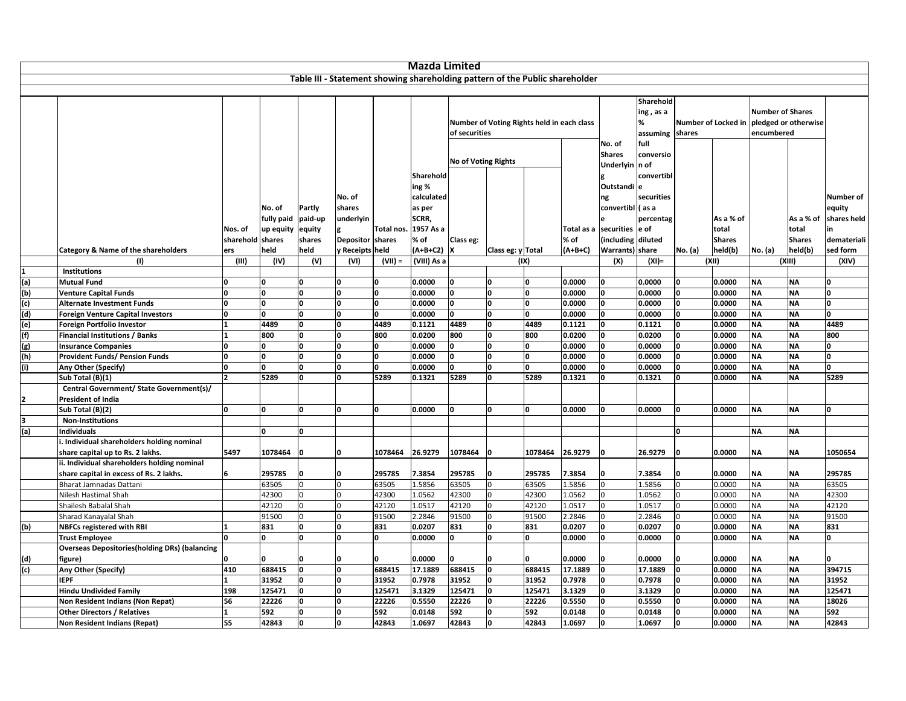# Mazda Limited

## Table III - Statement showing shareholding pattern of the Public shareholder

| | Category & Name of the shareholders | Nos. of shareholders | No. of fully paid up equity shares held | Partly paid-up equity shares held | No. of shares underlying Depository Receipts | Total nos. shares held | Shareholding % calculated as per SCRR, 1957 As a % of (A+B+C2) | Number of Voting Rights held in each class of securities | | | | No. of Shares Underlying Outstanding convertible securities (including Warrants) | Shareholding , as a % assuming full conversion of convertible securities ( as a percentage of diluted share | Number of Locked in shares | | Number of Shares pledged or otherwise encumbered | | Number of equity shares held in dematerialised form |
|---|---|---|---|---|---|---|---|---|---|---|---|---|---|---|---|---|---|---|
| | | | | | | | | No of Voting Rights | | | Total as a % of (A+B+C) | | | No. (a) | As a % of total Shares held(b) | No. (a) | As a % of total Shares held(b) | |
| | | | | | | | | Class eg: X | Class eg: y | Total | | | | | | | | |
| | (I) | (III) | (IV) | (V) | (VI) | (VII) = | (VIII) As a | (IX) | | | | (X) | (XI)= | (XII) | | (XIII) | | (XIV) |
| **1** | **Institutions** | | | | | | | | | | | | | | | | | |
| **(a)** | **Mutual Fund** | 0 | 0 | 0 | 0 | 0 | 0.0000 | 0 | 0 | 0 | 0.0000 | 0 | 0.0000 | 0 | 0.0000 | NA | NA | 0 |
| **(b)** | **Venture Capital Funds** | 0 | 0 | 0 | 0 | 0 | 0.0000 | 0 | 0 | 0 | 0.0000 | 0 | 0.0000 | 0 | 0.0000 | NA | NA | 0 |
| **(c)** | **Alternate Investment Funds** | 0 | 0 | 0 | 0 | 0 | 0.0000 | 0 | 0 | 0 | 0.0000 | 0 | 0.0000 | 0 | 0.0000 | NA | NA | 0 |
| **(d)** | **Foreign Venture Capital Investors** | 0 | 0 | 0 | 0 | 0 | 0.0000 | 0 | 0 | 0 | 0.0000 | 0 | 0.0000 | 0 | 0.0000 | NA | NA | 0 |
| **(e)** | **Foreign Portfolio Investor** | 1 | 4489 | 0 | 0 | 4489 | 0.1121 | 4489 | 0 | 4489 | 0.1121 | 0 | 0.1121 | 0 | 0.0000 | NA | NA | 4489 |
| **(f)** | **Financial Institutions / Banks** | 1 | 800 | 0 | 0 | 800 | 0.0200 | 800 | 0 | 800 | 0.0200 | 0 | 0.0200 | 0 | 0.0000 | NA | NA | 800 |
| **(g)** | **Insurance Companies** | 0 | 0 | 0 | 0 | 0 | 0.0000 | 0 | 0 | 0 | 0.0000 | 0 | 0.0000 | 0 | 0.0000 | NA | NA | 0 |
| **(h)** | **Provident Funds/ Pension Funds** | 0 | 0 | 0 | 0 | 0 | 0.0000 | 0 | 0 | 0 | 0.0000 | 0 | 0.0000 | 0 | 0.0000 | NA | NA | 0 |
| **(i)** | **Any Other (Specify)** | 0 | 0 | 0 | 0 | 0 | 0.0000 | 0 | 0 | 0 | 0.0000 | 0 | 0.0000 | 0 | 0.0000 | NA | NA | 0 |
| | **Sub Total (B)(1)** | 2 | 5289 | 0 | 0 | 5289 | 0.1321 | 5289 | 0 | 5289 | 0.1321 | 0 | 0.1321 | 0 | 0.0000 | NA | NA | 5289 |
| **2** | **Central Government/ State Government(s)/ President of India** | | | | | | | | | | | | | | | | | |
| | **Sub Total (B)(2)** | 0 | 0 | 0 | 0 | 0 | 0.0000 | 0 | 0 | 0 | 0.0000 | 0 | 0.0000 | 0 | 0.0000 | NA | NA | 0 |
| **3** | **Non-Institutions** | | | | | | | | | | | | | | | | | |
| **(a)** | **Individuals** | | 0 | 0 | | | | | | | | | | 0 | | NA | NA | |
| | **i. Individual shareholders holding nominal share capital up to Rs. 2 lakhs.** | 5497 | 1078464 | 0 | 0 | 1078464 | 26.9279 | 1078464 | 0 | 1078464 | 26.9279 | 0 | 26.9279 | 0 | 0.0000 | NA | NA | 1050654 |
| | **ii. Individual shareholders holding nominal share capital in excess of Rs. 2 lakhs.** | 6 | 295785 | 0 | 0 | 295785 | 7.3854 | 295785 | 0 | 295785 | 7.3854 | 0 | 7.3854 | 0 | 0.0000 | NA | NA | 295785 |
| | Bharat Jamnadas Dattani | | 63505 | 0 | 0 | 63505 | 1.5856 | 63505 | 0 | 63505 | 1.5856 | 0 | 1.5856 | 0 | 0.0000 | NA | NA | 63505 |
| | Nilesh Hastimal Shah | | 42300 | 0 | 0 | 42300 | 1.0562 | 42300 | 0 | 42300 | 1.0562 | 0 | 1.0562 | 0 | 0.0000 | NA | NA | 42300 |
| | Shailesh Babalal Shah | | 42120 | 0 | 0 | 42120 | 1.0517 | 42120 | 0 | 42120 | 1.0517 | 0 | 1.0517 | 0 | 0.0000 | NA | NA | 42120 |
| | Sharad Kanayalal Shah | | 91500 | 0 | 0 | 91500 | 2.2846 | 91500 | 0 | 91500 | 2.2846 | 0 | 2.2846 | 0 | 0.0000 | NA | NA | 91500 |
| **(b)** | **NBFCs registered with RBI** | 1 | 831 | 0 | 0 | 831 | 0.0207 | 831 | 0 | 831 | 0.0207 | 0 | 0.0207 | 0 | 0.0000 | NA | NA | 831 |
| | **Trust Employee** | 0 | 0 | 0 | 0 | 0 | 0.0000 | 0 | 0 | 0 | 0.0000 | 0 | 0.0000 | 0 | 0.0000 | NA | NA | 0 |
| **(d)** | **Overseas Depositories(holding DRs) (balancing figure)** | 0 | 0 | 0 | 0 | 0 | 0.0000 | 0 | 0 | 0 | 0.0000 | 0 | 0.0000 | 0 | 0.0000 | NA | NA | 0 |
| **(c)** | **Any Other (Specify)** | 410 | 688415 | 0 | 0 | 688415 | 17.1889 | 688415 | 0 | 688415 | 17.1889 | 0 | 17.1889 | 0 | 0.0000 | NA | NA | 394715 |
| | **IEPF** | 1 | 31952 | 0 | 0 | 31952 | 0.7978 | 31952 | 0 | 31952 | 0.7978 | 0 | 0.7978 | 0 | 0.0000 | NA | NA | 31952 |
| | **Hindu Undivided Family** | 198 | 125471 | 0 | 0 | 125471 | 3.1329 | 125471 | 0 | 125471 | 3.1329 | 0 | 3.1329 | 0 | 0.0000 | NA | NA | 125471 |
| | **Non Resident Indians (Non Repat)** | 56 | 22226 | 0 | 0 | 22226 | 0.5550 | 22226 | 0 | 22226 | 0.5550 | 0 | 0.5550 | 0 | 0.0000 | NA | NA | 18026 |
| | **Other Directors / Relatives** | 1 | 592 | 0 | 0 | 592 | 0.0148 | 592 | 0 | 592 | 0.0148 | 0 | 0.0148 | 0 | 0.0000 | NA | NA | 592 |
| | **Non Resident Indians (Repat)** | 55 | 42843 | 0 | 0 | 42843 | 1.0697 | 42843 | 0 | 42843 | 1.0697 | 0 | 1.0697 | 0 | 0.0000 | NA | NA | 42843 |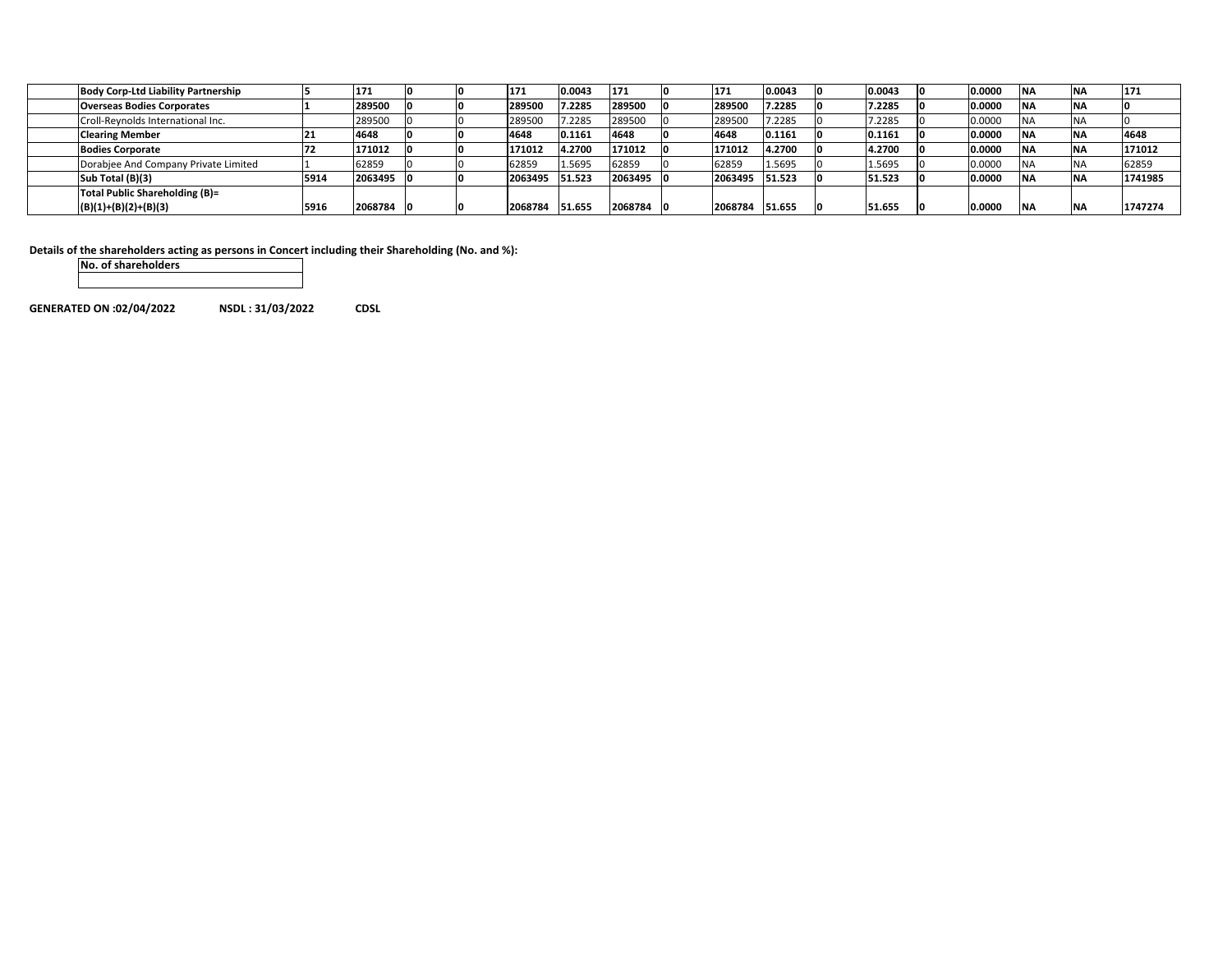|  | Body Corp-Ltd Liability Partnership | 5 | 171 | 0 | 0 | 171 | 0.0043 | 171 | 0 | 171 | 0.0043 | 0 | 0.0043 | 0 | 0.0000 | NA | NA | 171 |
|---|---|---|---|---|---|---|---|---|---|---|---|---|---|---|---|---|---|---|
|  | **Overseas Bodies Corporates** | **1** | **289500** | **0** | **0** | **289500** | **7.2285** | **289500** | **0** | **289500** | **7.2285** | **0** | **7.2285** | **0** | **0.0000** | **NA** | **NA** | **0** |
|  | Croll-Reynolds International Inc. |  | 289500 | 0 | 0 | 289500 | 7.2285 | 289500 | 0 | 289500 | 7.2285 | 0 | 7.2285 | 0 | 0.0000 | NA | NA | 0 |
|  | **Clearing Member** | **21** | **4648** | **0** | **0** | **4648** | **0.1161** | **4648** | **0** | **4648** | **0.1161** | **0** | **0.1161** | **0** | **0.0000** | **NA** | **NA** | **4648** |
|  | **Bodies Corporate** | **72** | **171012** | **0** | **0** | **171012** | **4.2700** | **171012** | **0** | **171012** | **4.2700** | **0** | **4.2700** | **0** | **0.0000** | **NA** | **NA** | **171012** |
|  | Dorabjee And Company Private Limited | 1 | 62859 | 0 | 0 | 62859 | 1.5695 | 62859 | 0 | 62859 | 1.5695 | 0 | 1.5695 | 0 | 0.0000 | NA | NA | 62859 |
|  | **Sub Total (B)(3)** | **5914** | **2063495** | **0** | **0** | **2063495** | **51.523** | **2063495** | **0** | **2063495** | **51.523** | **0** | **51.523** | **0** | **0.0000** | **NA** | **NA** | **1741985** |
|  | **Total Public Shareholding (B)= (B)(1)+(B)(2)+(B)(3)** | **5916** | **2068784** | **0** | **0** | **2068784** | **51.655** | **2068784** | **0** | **2068784** | **51.655** | **0** | **51.655** | **0** | **0.0000** | **NA** | **NA** | **1747274** |

**Details of the shareholders acting as persons in Concert including their Shareholding (No. and %):**

| No. of shareholders |
|---|
|  |

**GENERATED ON :02/04/2022** **NSDL : 31/03/2022** **CDSL**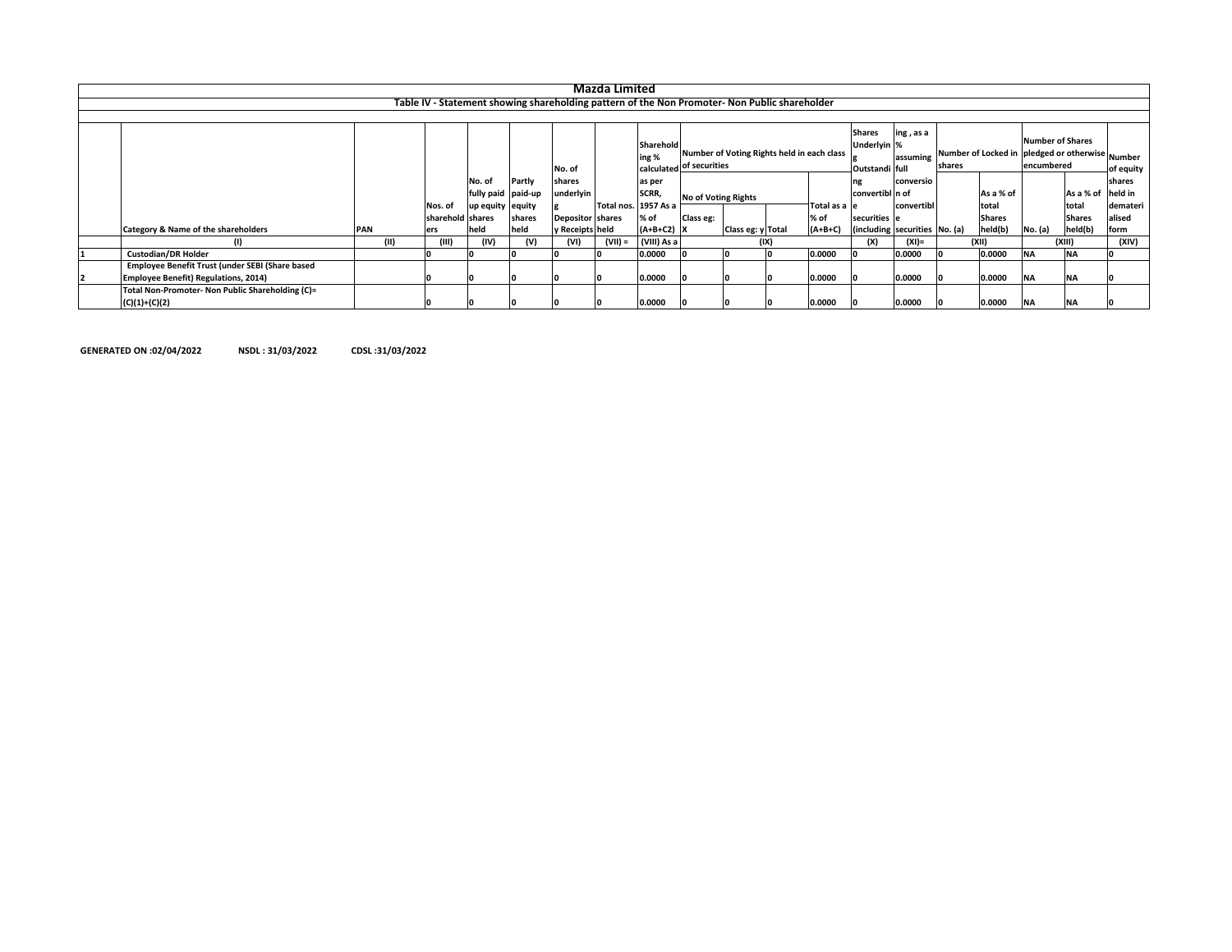# Mazda Limited

## Table IV - Statement showing shareholding pattern of the Non Promoter- Non Public shareholder

| | Category & Name of the shareholders | PAN | Nos. of shareholders | No. of fully paid up equity shares held | Partly paid-up equity shares held | No. of shares underlying Depository Receipts | Total nos. shares held | Shareholding % calculated as per SCRR, 1957 As a % of (A+B+C2) | Number of Voting Rights held in each class of securities | | | | Shares Underlying Outstanding convertible securities (including | Shareholding , as a % assuming full conversion of convertible securities | Number of Locked in shares | | Number of Shares pledged or otherwise encumbered | | Number of equity shares held in dematerialised form |
|---|---|---|---|---|---|---|---|---|---|---|---|---|---|---|---|---|---|---|---|
| | | | | | | | | | No of Voting Rights | | | Total as a % of (A+B+C) | | | No. (a) | As a % of total Shares held(b) | No. (a) | As a % of total Shares held(b) | |
| | | | | | | | | | Class eg: X | Class eg: y | Total | | | | | | | | |
| | (I) | (II) | (III) | (IV) | (V) | (VI) | (VII) = | (VIII) As a | (IX) | | | | (X) | (XI)= | (XII) | | (XIII) | | (XIV) |
| 1 | Custodian/DR Holder | | 0 | 0 | 0 | 0 | 0 | 0.0000 | 0 | 0 | 0 | 0.0000 | 0 | 0.0000 | 0 | 0.0000 | NA | NA | 0 |
| 2 | Employee Benefit Trust (under SEBI (Share based Employee Benefit) Regulations, 2014) | | 0 | 0 | 0 | 0 | 0 | 0.0000 | 0 | 0 | 0 | 0.0000 | 0 | 0.0000 | 0 | 0.0000 | NA | NA | 0 |
| | Total Non-Promoter- Non Public Shareholding (C)= (C)(1)+(C)(2) | | 0 | 0 | 0 | 0 | 0 | 0.0000 | 0 | 0 | 0 | 0.0000 | 0 | 0.0000 | 0 | 0.0000 | NA | NA | 0 |

**GENERATED ON :02/04/2022 NSDL : 31/03/2022 CDSL :31/03/2022**